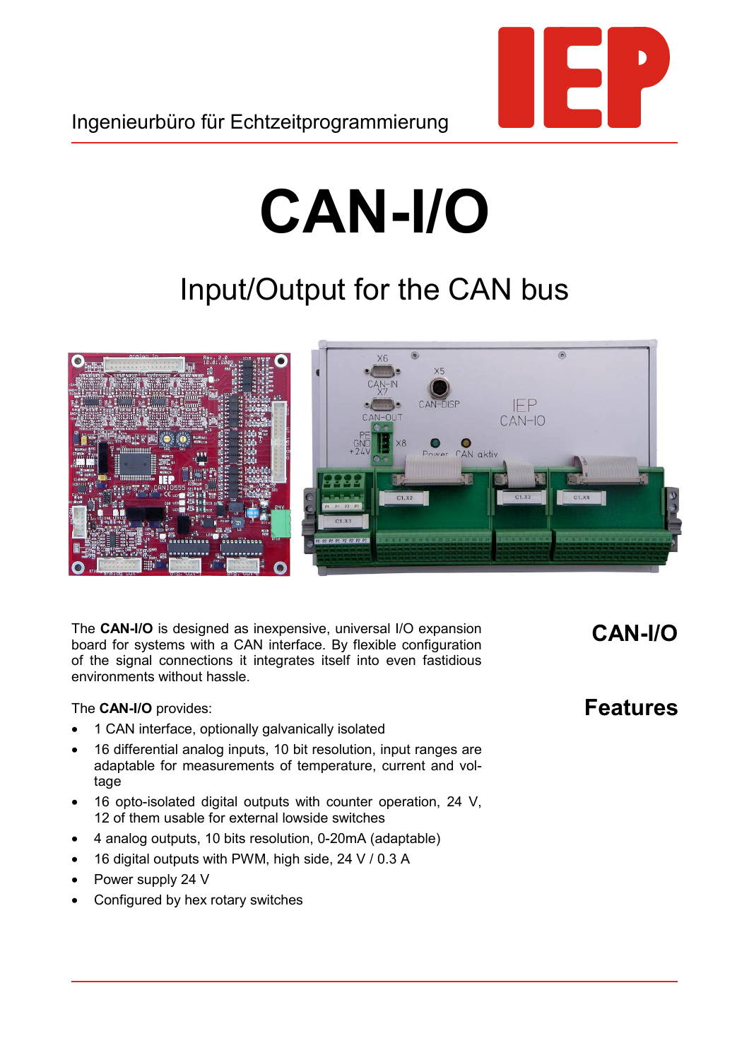Ingenieurbüro für Echtzeitprogrammierung

# CAN-I/O

## Input/Output for the CAN bus

## CAN-I/O

The **CAN-I/O** is designed as inexpensive, universal I/O expansion board for systems with a CAN interface. By flexible configuration of the signal connections it integrates itself into even fastidious environments without hassle.

## Features

The **CAN-I/O** provides:

- 1 CAN interface, optionally galvanically isolated
- 16 differential analog inputs, 10 bit resolution, input ranges are adaptable for measurements of temperature, current and voltage
- 16 opto-isolated digital outputs with counter operation, 24 V, 12 of them usable for external lowside switches
- 4 analog outputs, 10 bits resolution, 0-20mA (adaptable)
- 16 digital outputs with PWM, high side, 24 V / 0.3 A
- Power supply 24 V
- Configured by hex rotary switches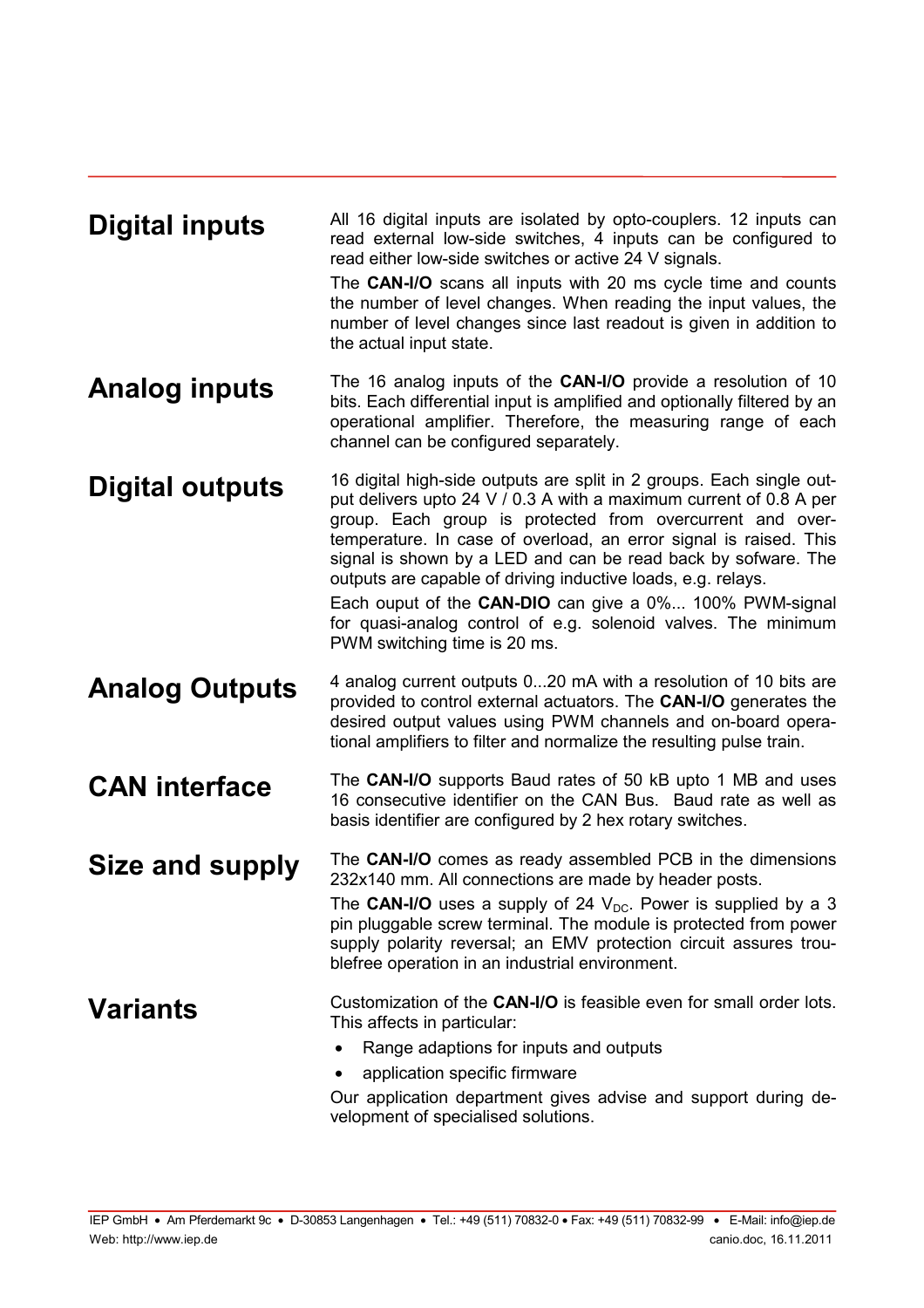## Digital inputs

All 16 digital inputs are isolated by opto-couplers. 12 inputs can read external low-side switches, 4 inputs can be configured to read either low-side switches or active 24 V signals.

The **CAN-I/O** scans all inputs with 20 ms cycle time and counts the number of level changes. When reading the input values, the number of level changes since last readout is given in addition to the actual input state.

## Analog inputs

The 16 analog inputs of the **CAN-I/O** provide a resolution of 10 bits. Each differential input is amplified and optionally filtered by an operational amplifier. Therefore, the measuring range of each channel can be configured separately.

## Digital outputs

16 digital high-side outputs are split in 2 groups. Each single output delivers upto 24 V / 0.3 A with a maximum current of 0.8 A per group. Each group is protected from overcurrent and overtemperature. In case of overload, an error signal is raised. This signal is shown by a LED and can be read back by sofware. The outputs are capable of driving inductive loads, e.g. relays.

Each ouput of the **CAN-DIO** can give a 0%... 100% PWM-signal for quasi-analog control of e.g. solenoid valves. The minimum PWM switching time is 20 ms.

## Analog Outputs

4 analog current outputs 0...20 mA with a resolution of 10 bits are provided to control external actuators. The **CAN-I/O** generates the desired output values using PWM channels and on-board operational amplifiers to filter and normalize the resulting pulse train.

## CAN interface

The **CAN-I/O** supports Baud rates of 50 kB upto 1 MB and uses 16 consecutive identifier on the CAN Bus. Baud rate as well as basis identifier are configured by 2 hex rotary switches.

## Size and supply

The **CAN-I/O** comes as ready assembled PCB in the dimensions 232x140 mm. All connections are made by header posts.

The **CAN-I/O** uses a supply of 24 $V_{DC}$. Power is supplied by a 3 pin pluggable screw terminal. The module is protected from power supply polarity reversal; an EMV protection circuit assures troublefree operation in an industrial environment.

## Variants

Customization of the **CAN-I/O** is feasible even for small order lots. This affects in particular:

- Range adaptions for inputs and outputs
- application specific firmware

Our application department gives advise and support during development of specialised solutions.

IEP GmbH • Am Pferdemarkt 9c • D-30853 Langenhagen • Tel.: +49 (511) 70832-0 • Fax: +49 (511) 70832-99 • E-Mail: info@iep.de
Web: http://www.iep.de canio.doc, 16.11.2011